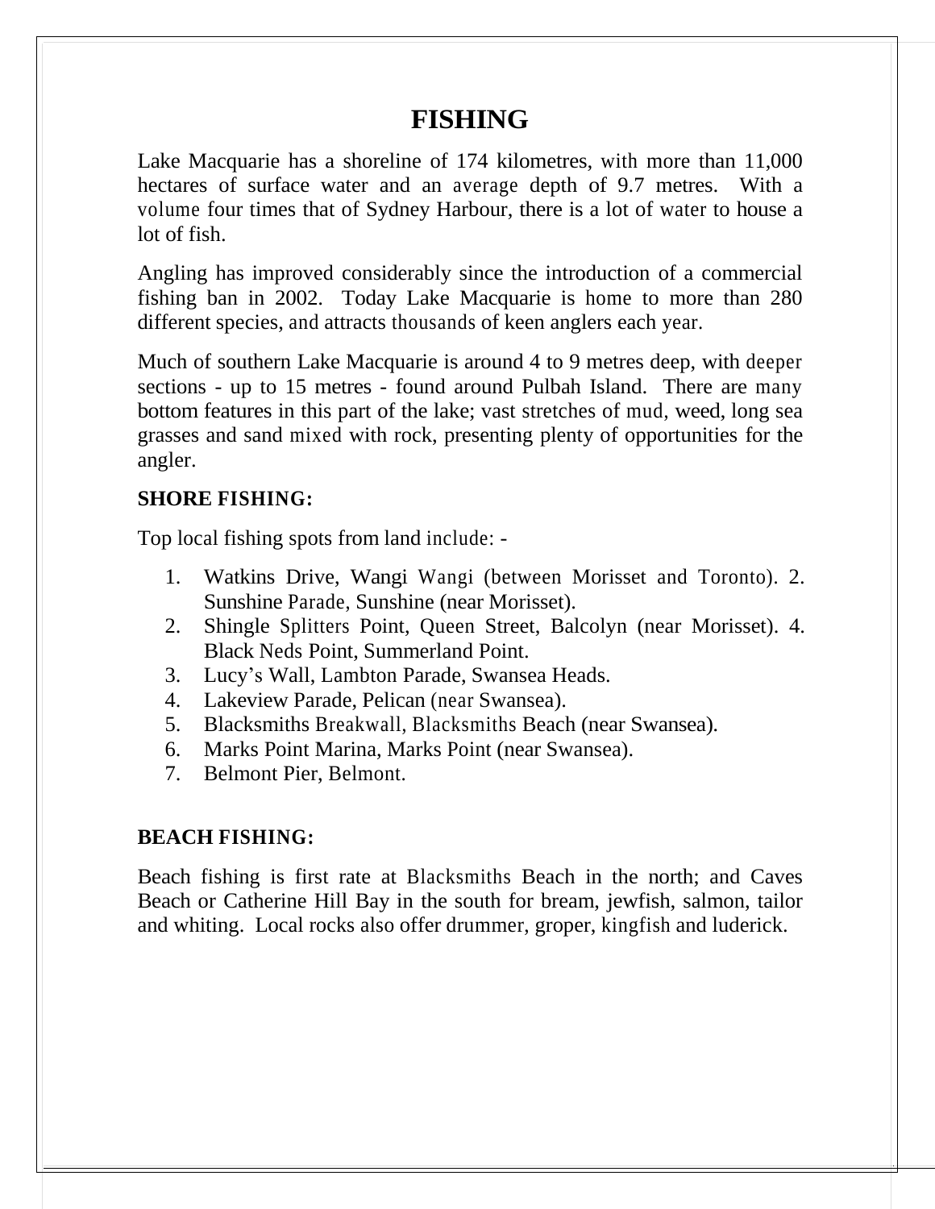# FISHING

Lake Macquarie has a shoreline of 174 kilometres, with more than 11,000 hectares of surface water and an average depth of 9.7 metres. With a volume four times that of Sydney Harbour, there is a lot of water to house a lot of fish.

Angling has improved considerably since the introduction of a commercial fishing ban in 2002. Today Lake Macquarie is home to more than 280 different species, and attracts thousands of keen anglers each year.

Much of southern Lake Macquarie is around 4 to 9 metres deep, with deeper sections - up to 15 metres - found around Pulbah Island. There are many bottom features in this part of the lake; vast stretches of mud, weed, long sea grasses and sand mixed with rock, presenting plenty of opportunities for the angler.

**SHORE FISHING:**

Top local fishing spots from land include: -

1. Watkins Drive, Wangi Wangi (between Morisset and Toronto). 2. Sunshine Parade, Sunshine (near Morisset).
2. Shingle Splitters Point, Queen Street, Balcolyn (near Morisset). 4. Black Neds Point, Summerland Point.
3. Lucy's Wall, Lambton Parade, Swansea Heads.
4. Lakeview Parade, Pelican (near Swansea).
5. Blacksmiths Breakwall, Blacksmiths Beach (near Swansea).
6. Marks Point Marina, Marks Point (near Swansea).
7. Belmont Pier, Belmont.

**BEACH FISHING:**

Beach fishing is first rate at Blacksmiths Beach in the north; and Caves Beach or Catherine Hill Bay in the south for bream, jewfish, salmon, tailor and whiting. Local rocks also offer drummer, groper, kingfish and luderick.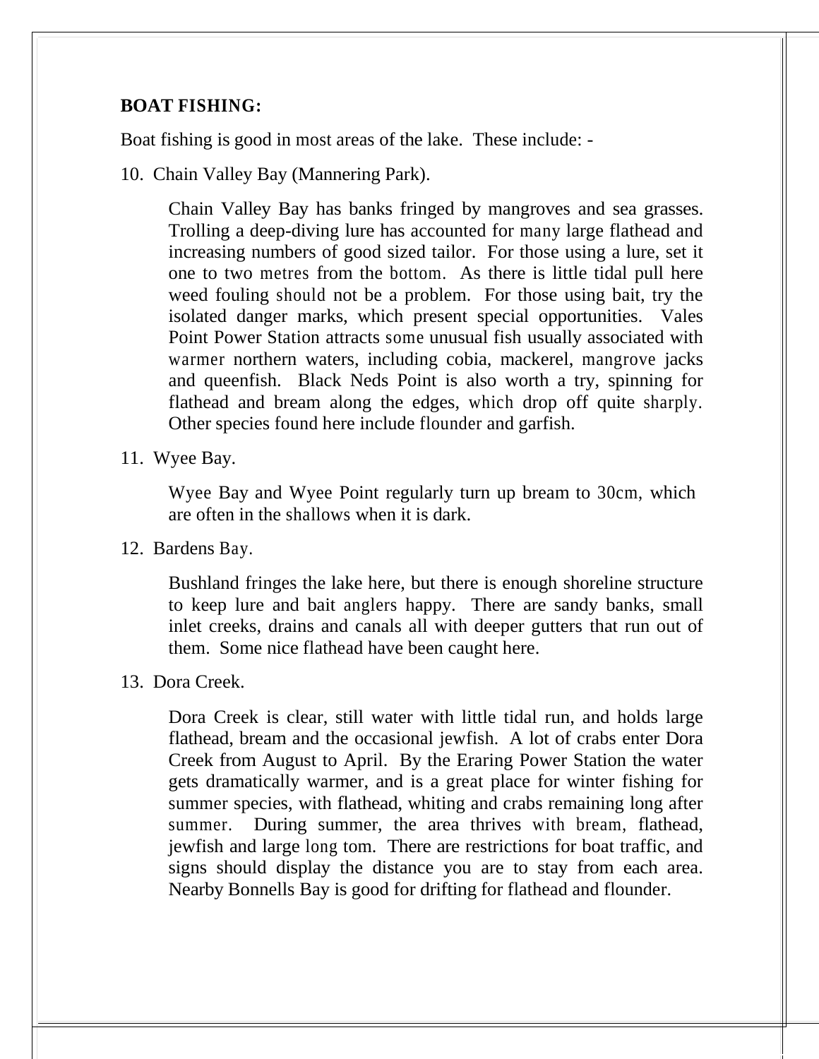**BOAT FISHING:**

Boat fishing is good in most areas of the lake. These include: -

10. Chain Valley Bay (Mannering Park).

    Chain Valley Bay has banks fringed by mangroves and sea grasses. Trolling a deep-diving lure has accounted for many large flathead and increasing numbers of good sized tailor. For those using a lure, set it one to two metres from the bottom. As there is little tidal pull here weed fouling should not be a problem. For those using bait, try the isolated danger marks, which present special opportunities. Vales Point Power Station attracts some unusual fish usually associated with warmer northern waters, including cobia, mackerel, mangrove jacks and queenfish. Black Neds Point is also worth a try, spinning for flathead and bream along the edges, which drop off quite sharply. Other species found here include flounder and garfish.

11. Wyee Bay.

    Wyee Bay and Wyee Point regularly turn up bream to 30cm, which are often in the shallows when it is dark.

12. Bardens Bay.

    Bushland fringes the lake here, but there is enough shoreline structure to keep lure and bait anglers happy. There are sandy banks, small inlet creeks, drains and canals all with deeper gutters that run out of them. Some nice flathead have been caught here.

13. Dora Creek.

    Dora Creek is clear, still water with little tidal run, and holds large flathead, bream and the occasional jewfish. A lot of crabs enter Dora Creek from August to April. By the Eraring Power Station the water gets dramatically warmer, and is a great place for winter fishing for summer species, with flathead, whiting and crabs remaining long after summer. During summer, the area thrives with bream, flathead, jewfish and large long tom. There are restrictions for boat traffic, and signs should display the distance you are to stay from each area. Nearby Bonnells Bay is good for drifting for flathead and flounder.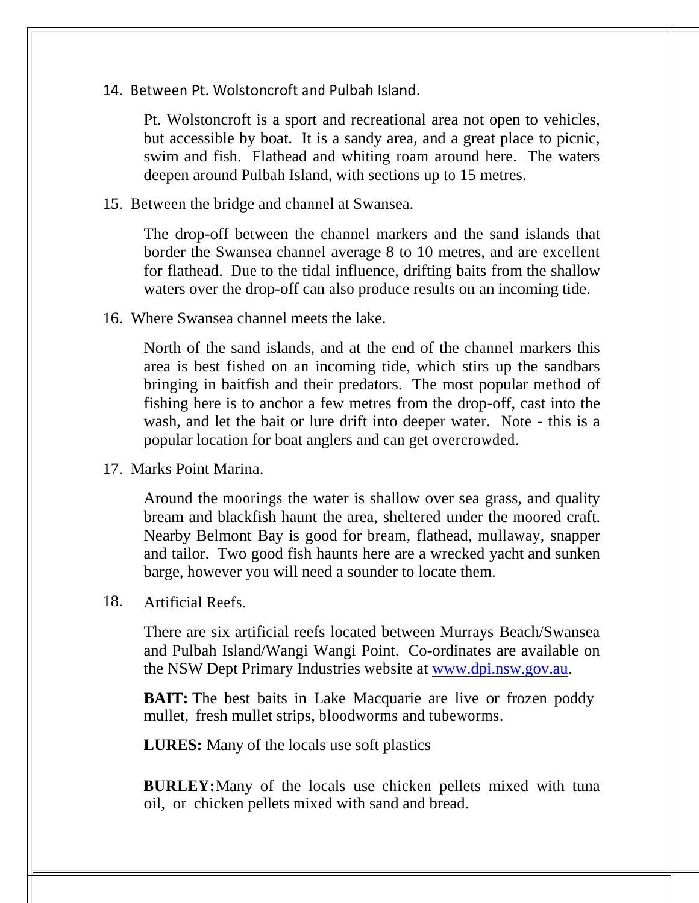14. Between Pt. Wolstoncroft and Pulbah Island.

    Pt. Wolstoncroft is a sport and recreational area not open to vehicles, but accessible by boat. It is a sandy area, and a great place to picnic, swim and fish. Flathead and whiting roam around here. The waters deepen around Pulbah Island, with sections up to 15 metres.

15. Between the bridge and channel at Swansea.

    The drop-off between the channel markers and the sand islands that border the Swansea channel average 8 to 10 metres, and are excellent for flathead. Due to the tidal influence, drifting baits from the shallow waters over the drop-off can also produce results on an incoming tide.

16. Where Swansea channel meets the lake.

    North of the sand islands, and at the end of the channel markers this area is best fished on an incoming tide, which stirs up the sandbars bringing in baitfish and their predators. The most popular method of fishing here is to anchor a few metres from the drop-off, cast into the wash, and let the bait or lure drift into deeper water. Note - this is a popular location for boat anglers and can get overcrowded.

17. Marks Point Marina.

    Around the moorings the water is shallow over sea grass, and quality bream and blackfish haunt the area, sheltered under the moored craft. Nearby Belmont Bay is good for bream, flathead, mullaway, snapper and tailor. Two good fish haunts here are a wrecked yacht and sunken barge, however you will need a sounder to locate them.

18. Artificial Reefs.

    There are six artificial reefs located between Murrays Beach/Swansea and Pulbah Island/Wangi Wangi Point. Co-ordinates are available on the NSW Dept Primary Industries website at [www.dpi.nsw.gov.au](http://www.dpi.nsw.gov.au).

    **BAIT:** The best baits in Lake Macquarie are live or frozen poddy mullet, fresh mullet strips, bloodworms and tubeworms.

    **LURES:** Many of the locals use soft plastics

    **BURLEY:** Many of the locals use chicken pellets mixed with tuna oil, or chicken pellets mixed with sand and bread.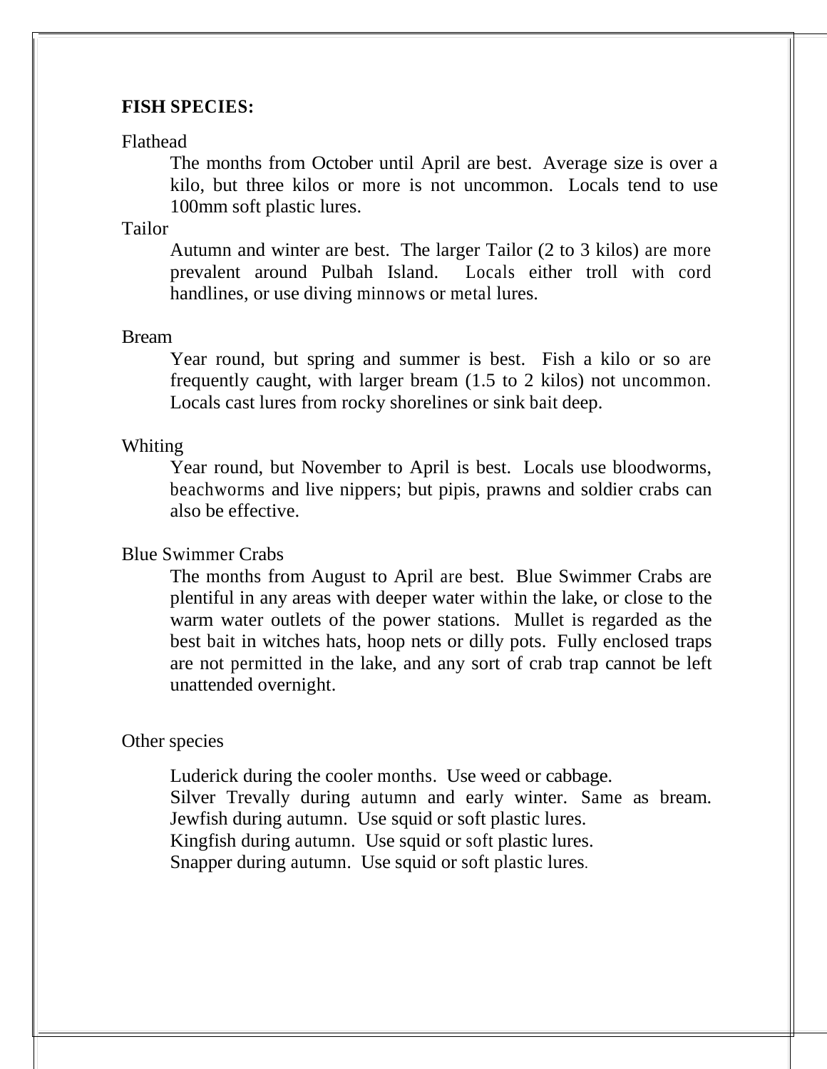**FISH SPECIES:**

Flathead

The months from October until April are best. Average size is over a kilo, but three kilos or more is not uncommon. Locals tend to use 100mm soft plastic lures.

Tailor

Autumn and winter are best. The larger Tailor (2 to 3 kilos) are more prevalent around Pulbah Island. Locals either troll with cord handlines, or use diving minnows or metal lures.

Bream

Year round, but spring and summer is best. Fish a kilo or so are frequently caught, with larger bream (1.5 to 2 kilos) not uncommon. Locals cast lures from rocky shorelines or sink bait deep.

Whiting

Year round, but November to April is best. Locals use bloodworms, beachworms and live nippers; but pipis, prawns and soldier crabs can also be effective.

Blue Swimmer Crabs

The months from August to April are best. Blue Swimmer Crabs are plentiful in any areas with deeper water within the lake, or close to the warm water outlets of the power stations. Mullet is regarded as the best bait in witches hats, hoop nets or dilly pots. Fully enclosed traps are not permitted in the lake, and any sort of crab trap cannot be left unattended overnight.

Other species

Luderick during the cooler months. Use weed or cabbage.
Silver Trevally during autumn and early winter. Same as bream.
Jewfish during autumn. Use squid or soft plastic lures.
Kingfish during autumn. Use squid or soft plastic lures.
Snapper during autumn. Use squid or soft plastic lures.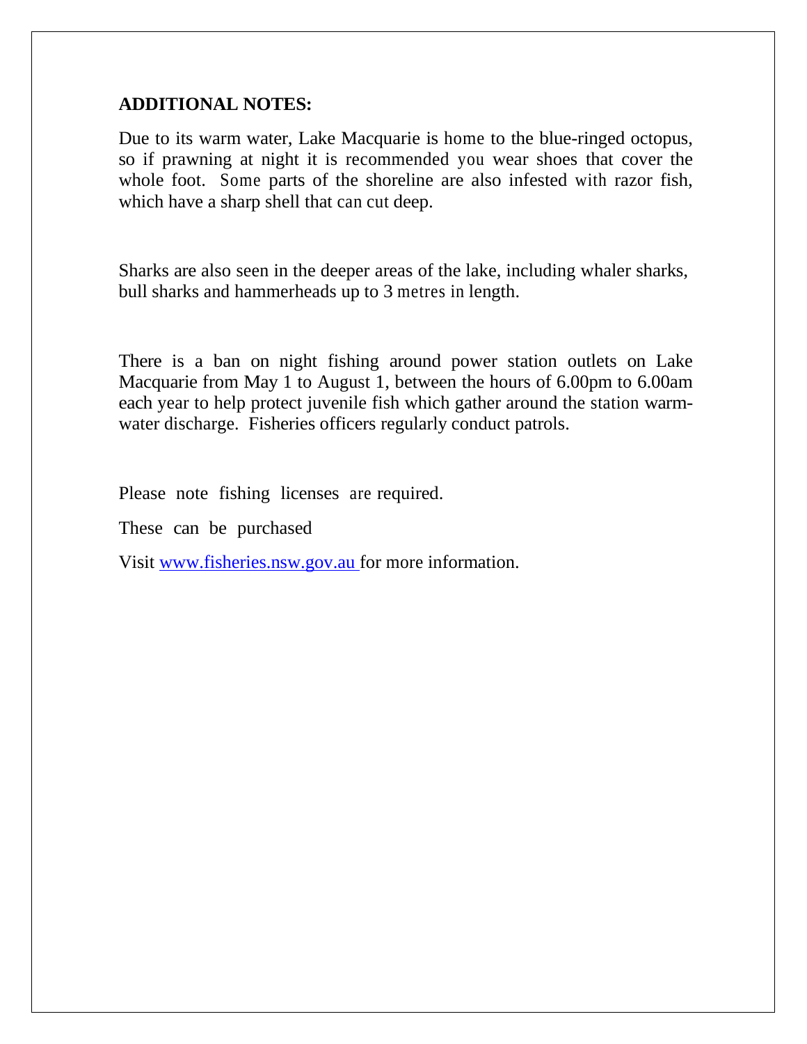**ADDITIONAL NOTES:**

Due to its warm water, Lake Macquarie is home to the blue-ringed octopus, so if prawning at night it is recommended you wear shoes that cover the whole foot. Some parts of the shoreline are also infested with razor fish, which have a sharp shell that can cut deep.

Sharks are also seen in the deeper areas of the lake, including whaler sharks, bull sharks and hammerheads up to 3 metres in length.

There is a ban on night fishing around power station outlets on Lake Macquarie from May 1 to August 1, between the hours of 6.00pm to 6.00am each year to help protect juvenile fish which gather around the station warm-water discharge. Fisheries officers regularly conduct patrols.

Please note fishing licenses are required.

These can be purchased

Visit [www.fisheries.nsw.gov.au](http://www.fisheries.nsw.gov.au) for more information.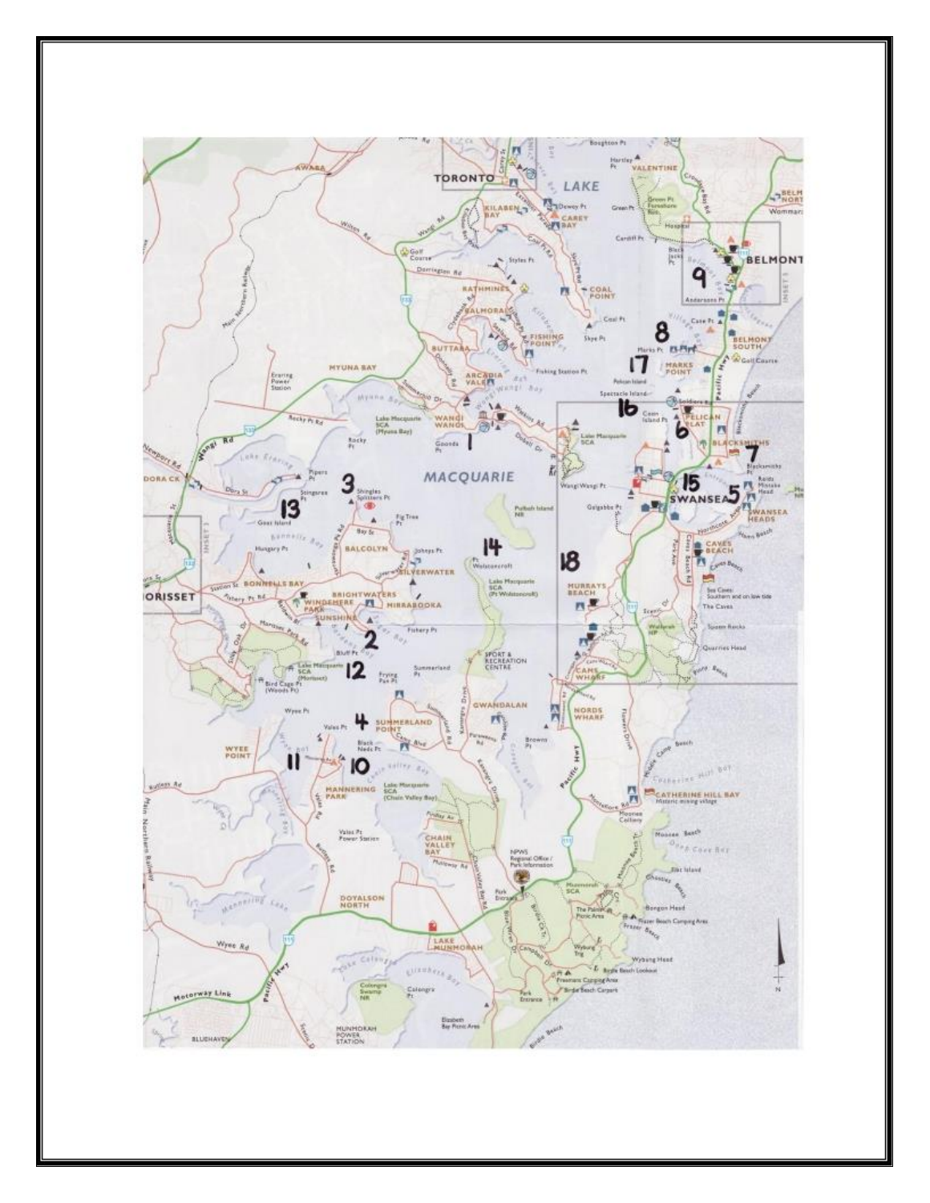TORONTO

LAKE

MACQUARIE

VALENTINE

BELMONT

BELMONT SOUTH

KILABEN BAY

CAREY BAY

AWABA

RATHMINES

BALMORAL

COAL POINT

FISHING POINT

BUTTABA

ARCADIA VALE

MYUNA BAY

WANGI WANGI

MARKS POINT

PELICAN FLAT

BLACKSMITHS

SWANSEA

SWANSEA HEADS

CAVES BEACH

MURRAYS BEACH

CAMS WHARF

NORDS WHARF

GWANDALAN

SUMMERLAND POINT

CHAIN VALLEY BAY

MANNERING PARK

WYEE POINT

DOYALSON NORTH

LAKE MUNMORAH

CATHERINE HILL BAY

BONNELLS BAY

BALCOLYN

SILVERWATER

BRIGHTWATERS

MIRRABOOKA

WINDERMERE PARK

SUNSHINE

MORISSET

DORA CK

Eraring Power Station

Vales Pt Power Station

MUNMORAH POWER STATION

SPORT & RECREATION CENTRE

Lake Macquarie SCA (Myuna Bay)

Lake Macquarie SCA (Pt Wolstoncroft)

Lake Macquarie SCA (Morisset)

Lake Macquarie SCA (Chain Valley Bay)

Pulbah Island NR

Munmorah SCA

NPWS Regional Office / Park Information

Mannering Lake

Lake Colongra

Colongra Swamp NR

Pacific Hwy

Motorway Link

Main Northern Railway

N

1

2

3

4

5

6

7

8

9

10

11

12

13

14

15

16

17

18